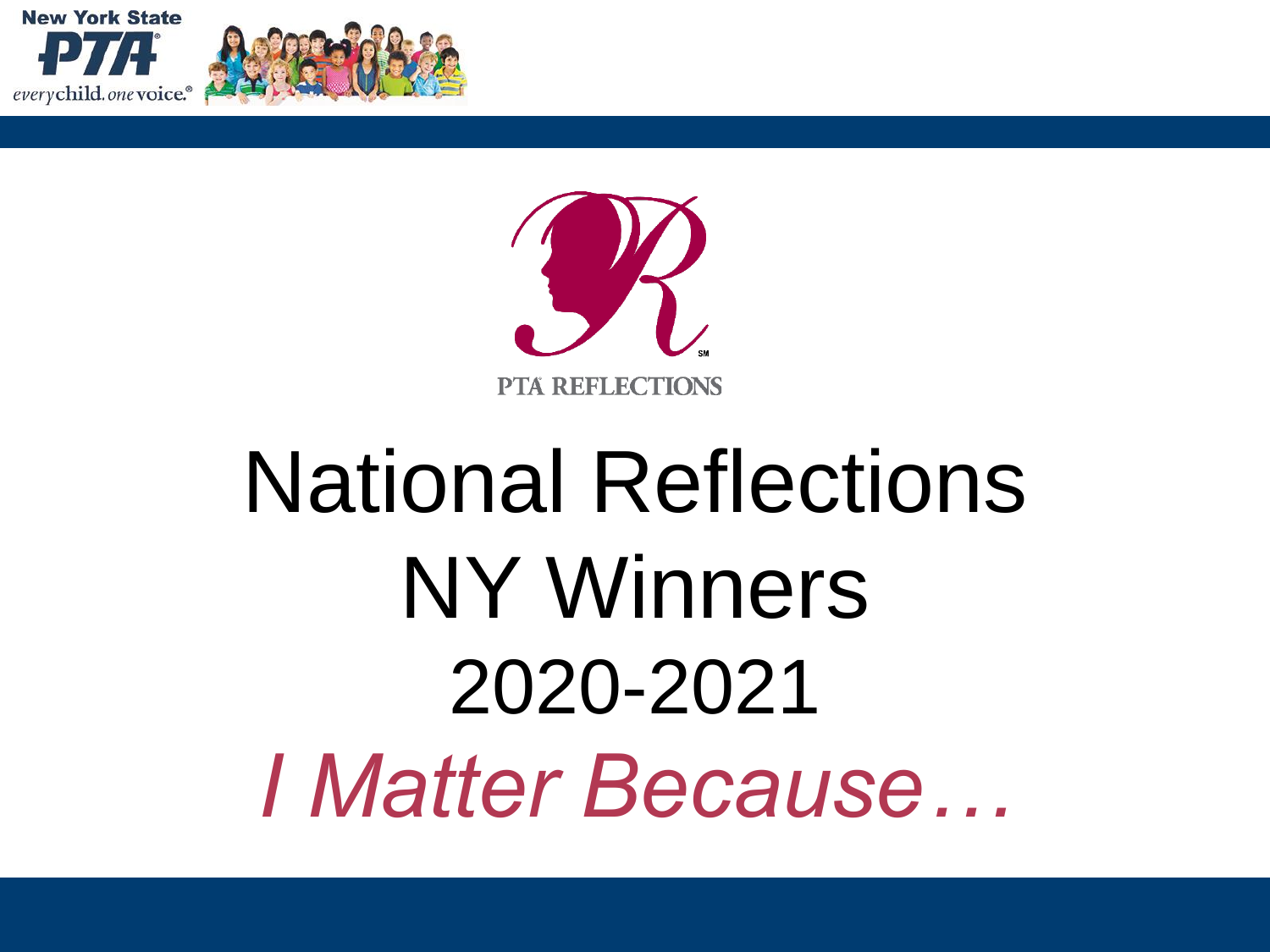New York State PTA

everychild. onevoice.®

PTA REFLECTIONS

# National Reflections NY Winners 2020-2021

*I Matter Because…*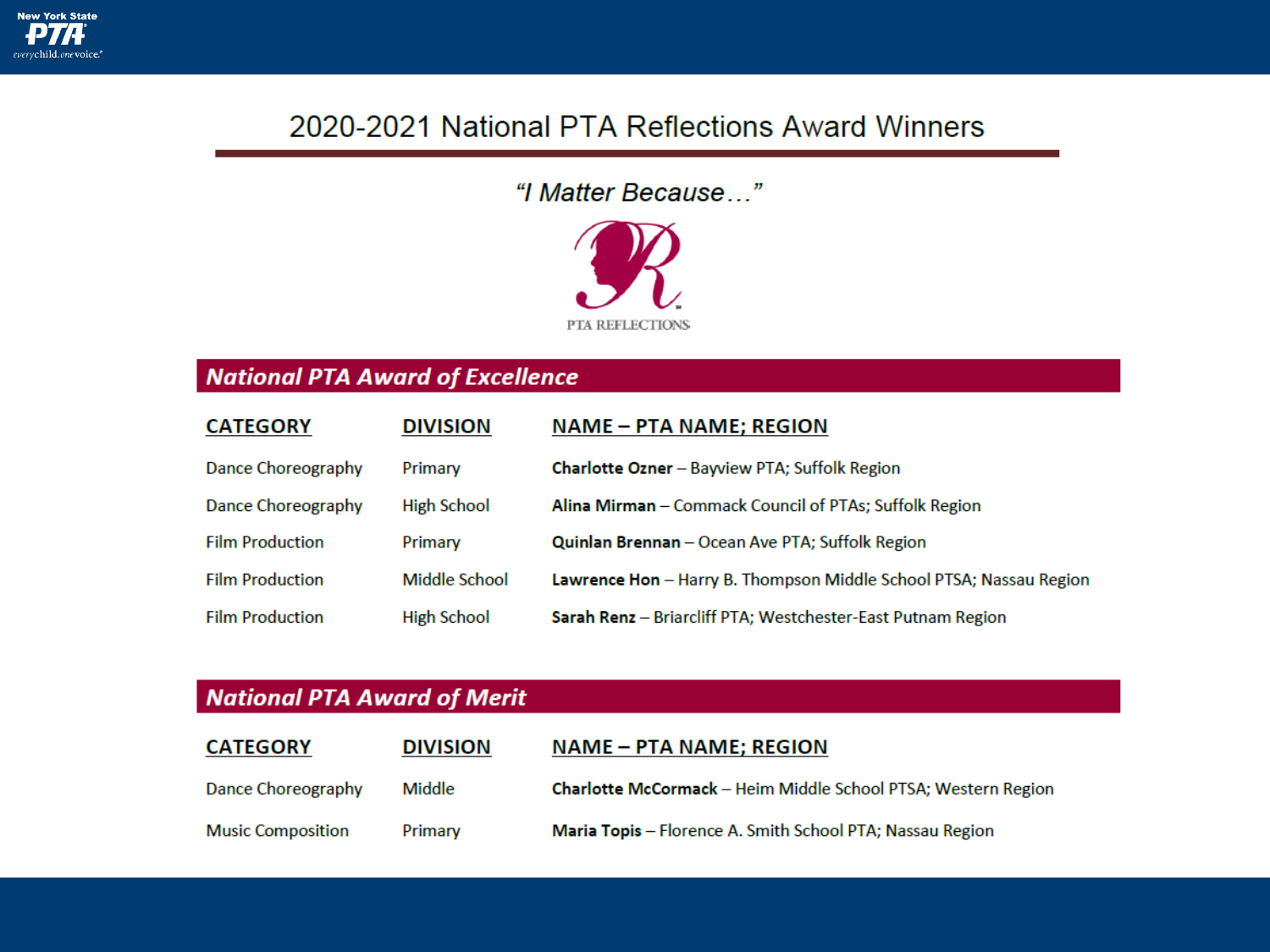# 2020-2021 National PTA Reflections Award Winners

*"I Matter Because…"*

## National PTA Award of Excellence

| CATEGORY | DIVISION | NAME – PTA NAME; REGION |
|---|---|---|
| Dance Choreography | Primary | **Charlotte Ozner** – Bayview PTA; Suffolk Region |
| Dance Choreography | High School | **Alina Mirman** – Commack Council of PTAs; Suffolk Region |
| Film Production | Primary | **Quinlan Brennan** – Ocean Ave PTA; Suffolk Region |
| Film Production | Middle School | **Lawrence Hon** – Harry B. Thompson Middle School PTSA; Nassau Region |
| Film Production | High School | **Sarah Renz** – Briarcliff PTA; Westchester-East Putnam Region |

## National PTA Award of Merit

| CATEGORY | DIVISION | NAME – PTA NAME; REGION |
|---|---|---|
| Dance Choreography | Middle | **Charlotte McCormack** – Heim Middle School PTSA; Western Region |
| Music Composition | Primary | **Maria Topis** – Florence A. Smith School PTA; Nassau Region |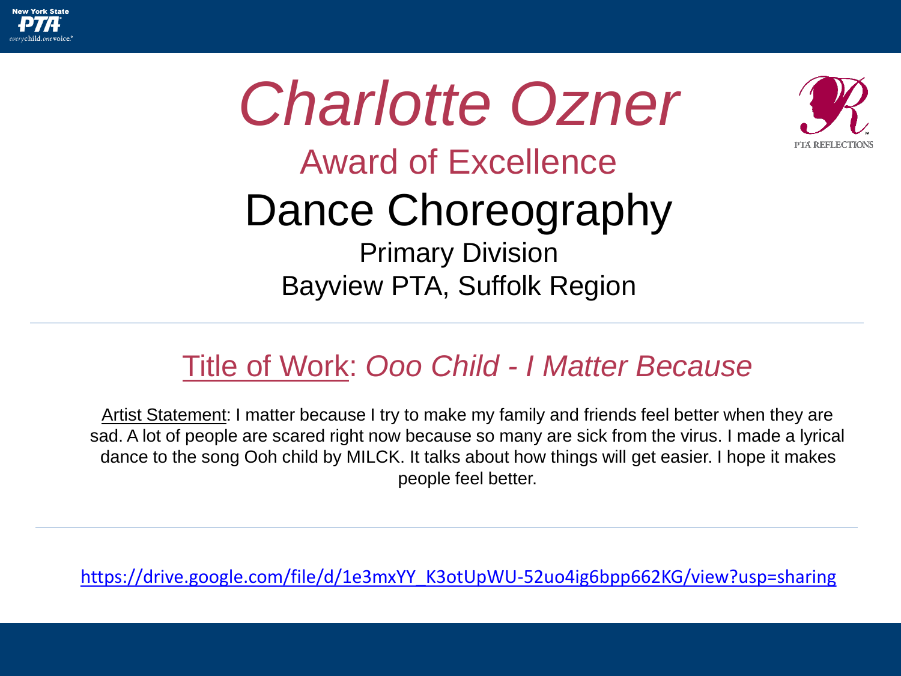# *Charlotte Ozner*

## Award of Excellence

## Dance Choreography

Primary Division

Bayview PTA, Suffolk Region

---

Title of Work: *Ooo Child - I Matter Because*

Artist Statement: I matter because I try to make my family and friends feel better when they are sad. A lot of people are scared right now because so many are sick from the virus. I made a lyrical dance to the song Ooh child by MILCK. It talks about how things will get easier. I hope it makes people feel better.

---

https://drive.google.com/file/d/1e3mxYY_K3otUpWU-52uo4ig6bpp662KG/view?usp=sharing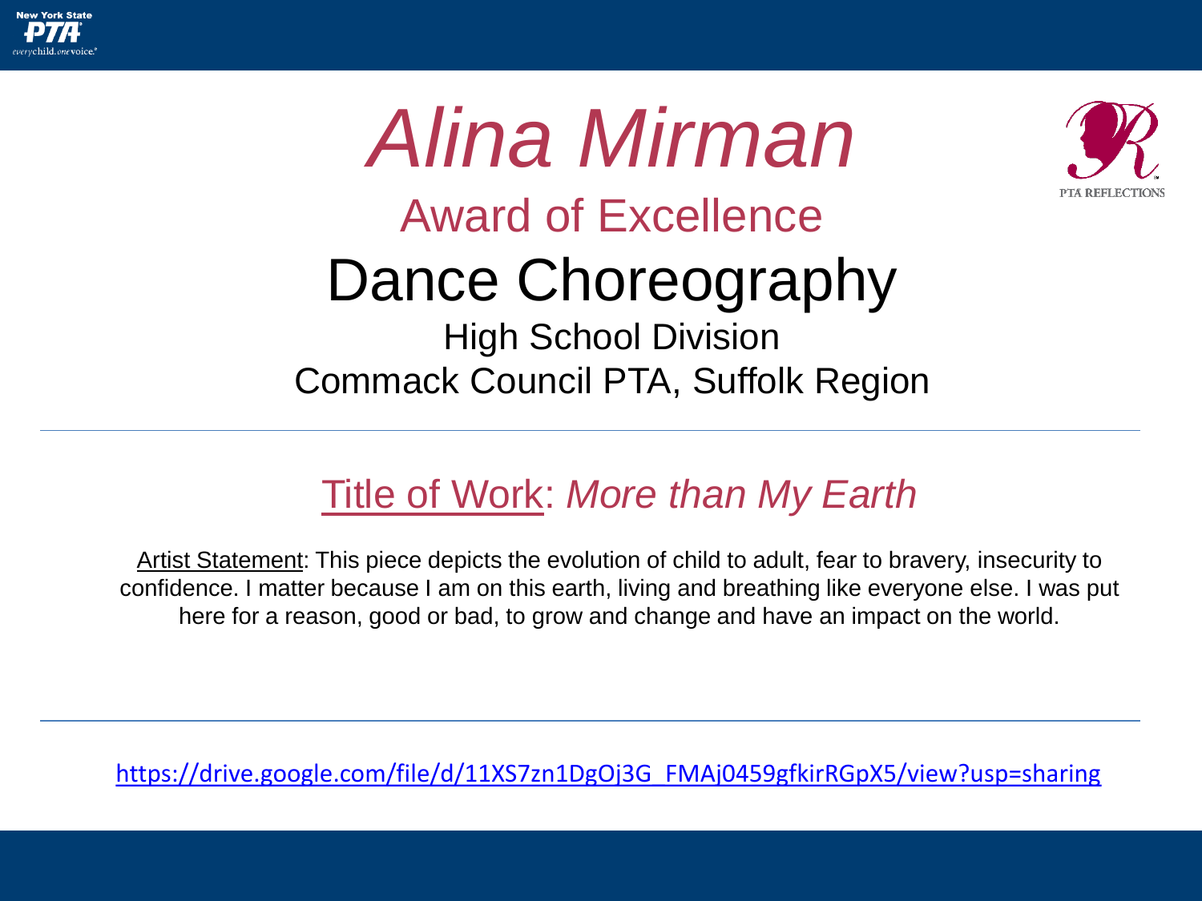# *Alina Mirman*

## Award of Excellence

## Dance Choreography

### High School Division

### Commack Council PTA, Suffolk Region

---

Title of Work: *More than My Earth*

Artist Statement: This piece depicts the evolution of child to adult, fear to bravery, insecurity to confidence. I matter because I am on this earth, living and breathing like everyone else. I was put here for a reason, good or bad, to grow and change and have an impact on the world.

---

https://drive.google.com/file/d/11XS7zn1DgOj3G_FMAj0459gfkirRGpX5/view?usp=sharing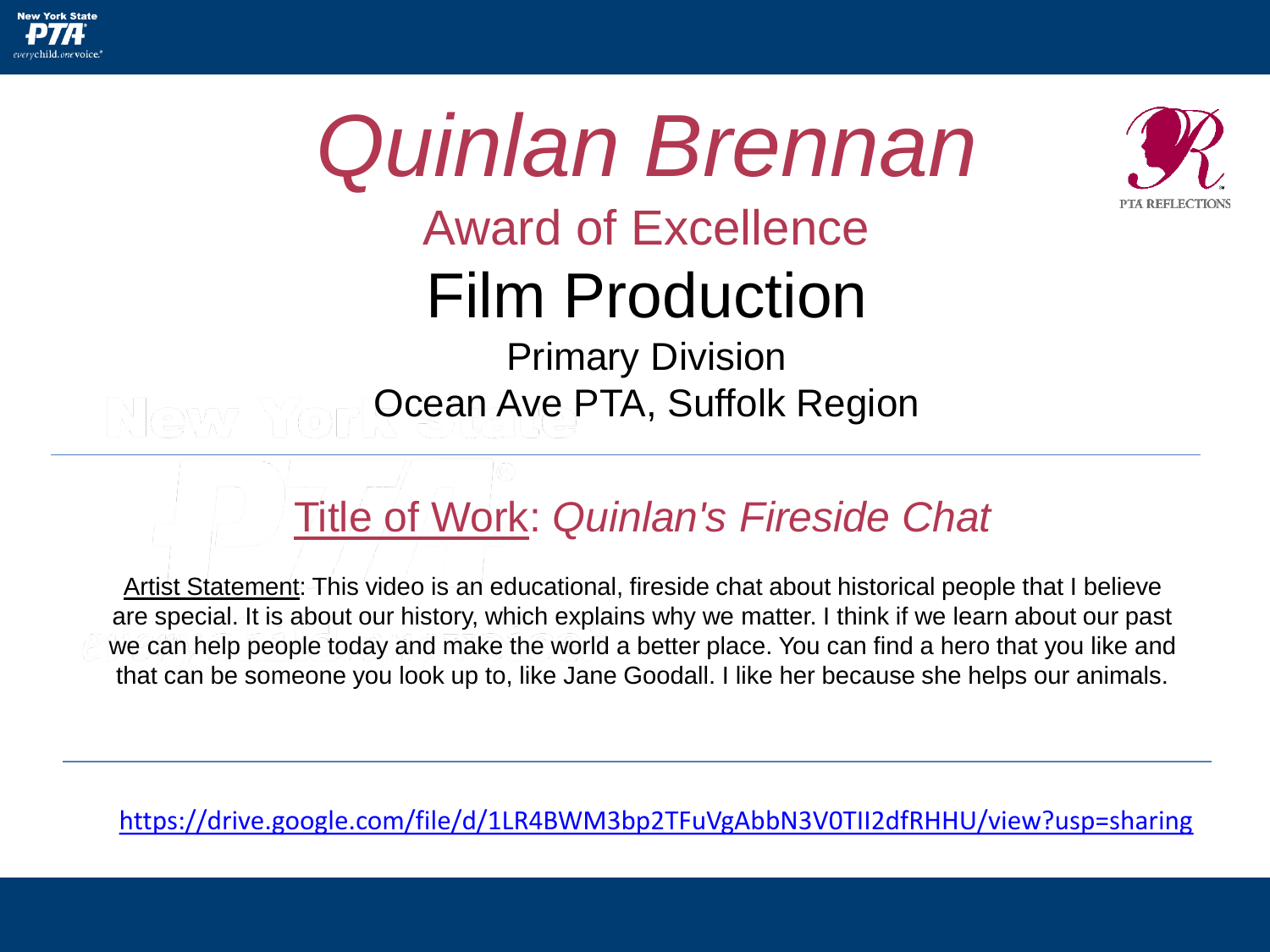# *Quinlan Brennan*

## Award of Excellence

## Film Production

### Primary Division

### Ocean Ave PTA, Suffolk Region

---

Title of Work: *Quinlan's Fireside Chat*

Artist Statement: This video is an educational, fireside chat about historical people that I believe are special. It is about our history, which explains why we matter. I think if we learn about our past we can help people today and make the world a better place. You can find a hero that you like and that can be someone you look up to, like Jane Goodall. I like her because she helps our animals.

---

https://drive.google.com/file/d/1LR4BWM3bp2TFuVgAbbN3V0TII2dfRHHU/view?usp=sharing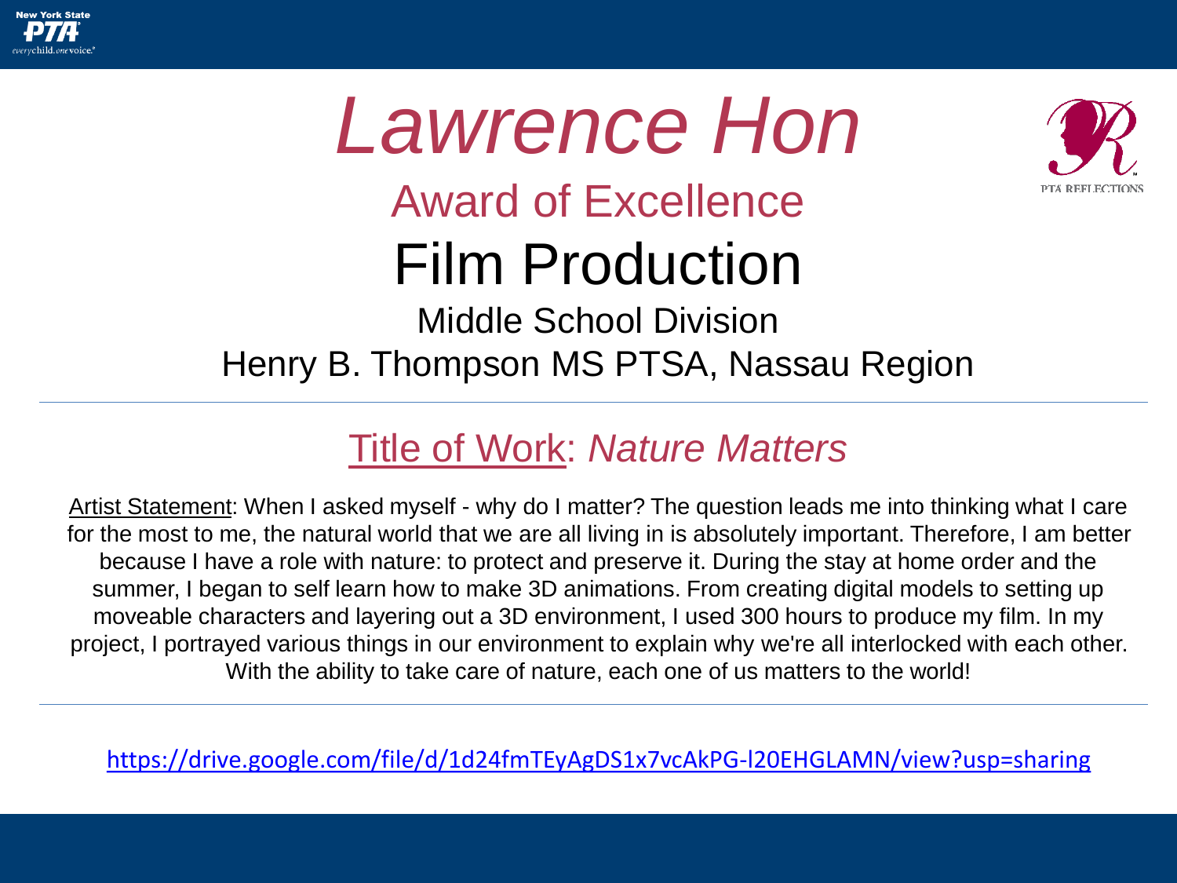# *Lawrence Hon*

## Award of Excellence

## Film Production

### Middle School Division

### Henry B. Thompson MS PTSA, Nassau Region

---

**Title of Work**: *Nature Matters*

Artist Statement: When I asked myself - why do I matter? The question leads me into thinking what I care for the most to me, the natural world that we are all living in is absolutely important. Therefore, I am better because I have a role with nature: to protect and preserve it. During the stay at home order and the summer, I began to self learn how to make 3D animations. From creating digital models to setting up moveable characters and layering out a 3D environment, I used 300 hours to produce my film. In my project, I portrayed various things in our environment to explain why we're all interlocked with each other. With the ability to take care of nature, each one of us matters to the world!

---

https://drive.google.com/file/d/1d24fmTEyAgDS1x7vcAkPG-l20EHGLAMN/view?usp=sharing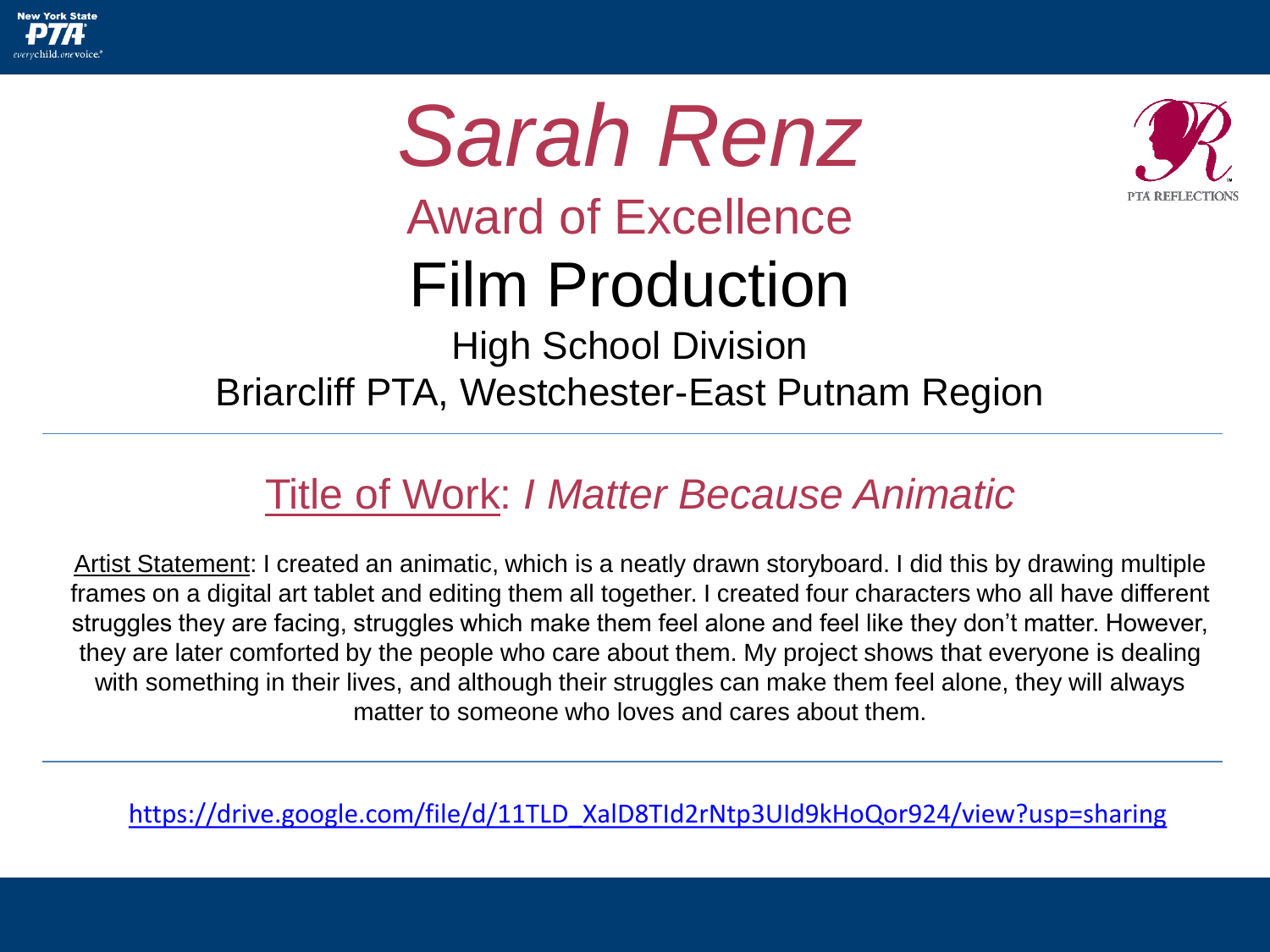# *Sarah Renz*

## Award of Excellence

## Film Production

High School Division

Briarcliff PTA, Westchester-East Putnam Region

---

### Title of Work: *I Matter Because Animatic*

Artist Statement: I created an animatic, which is a neatly drawn storyboard. I did this by drawing multiple frames on a digital art tablet and editing them all together. I created four characters who all have different struggles they are facing, struggles which make them feel alone and feel like they don't matter. However, they are later comforted by the people who care about them. My project shows that everyone is dealing with something in their lives, and although their struggles can make them feel alone, they will always matter to someone who loves and cares about them.

---

https://drive.google.com/file/d/11TLD_XalD8TId2rNtp3UId9kHoQor924/view?usp=sharing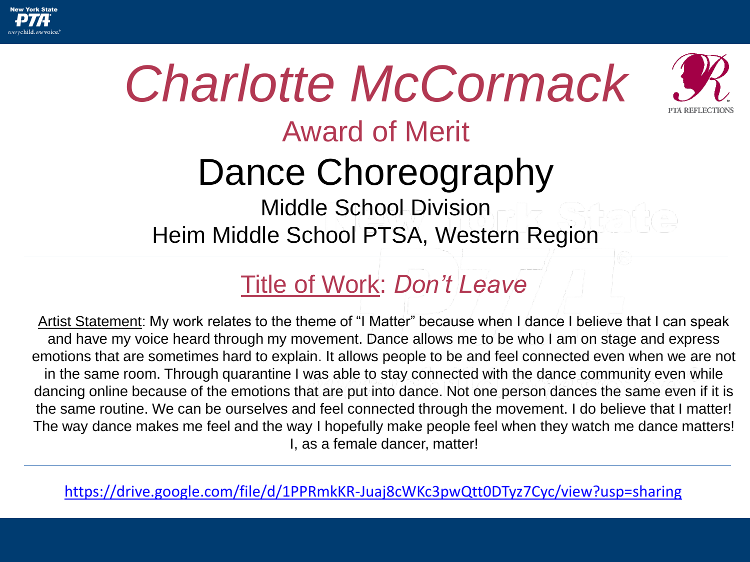# *Charlotte McCormack*

## Award of Merit

## Dance Choreography

### Middle School Division

### Heim Middle School PTSA, Western Region

## Title of Work: *Don't Leave*

Artist Statement: My work relates to the theme of "I Matter" because when I dance I believe that I can speak and have my voice heard through my movement. Dance allows me to be who I am on stage and express emotions that are sometimes hard to explain. It allows people to be and feel connected even when we are not in the same room. Through quarantine I was able to stay connected with the dance community even while dancing online because of the emotions that are put into dance. Not one person dances the same even if it is the same routine. We can be ourselves and feel connected through the movement. I do believe that I matter! The way dance makes me feel and the way I hopefully make people feel when they watch me dance matters! I, as a female dancer, matter!

https://drive.google.com/file/d/1PPRmkKR-Juaj8cWKc3pwQtt0DTyz7Cyc/view?usp=sharing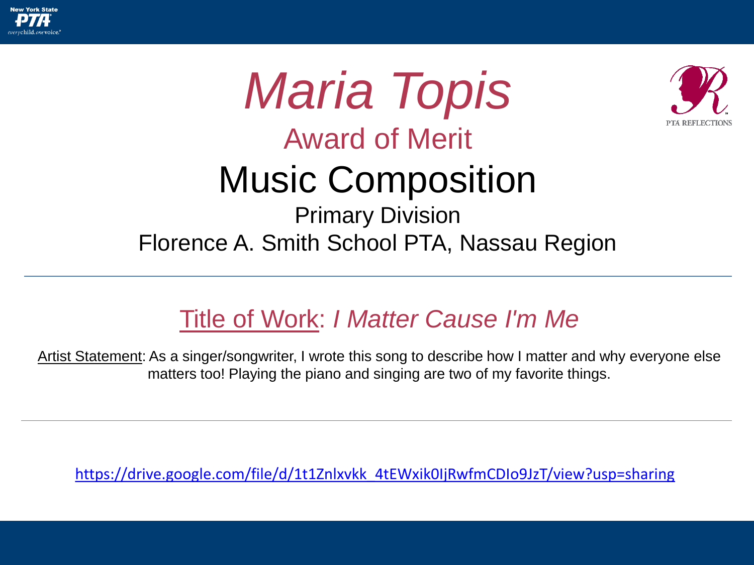# *Maria Topis*

## Award of Merit

## Music Composition

### Primary Division

### Florence A. Smith School PTA, Nassau Region

---

Title of Work: *I Matter Cause I'm Me*

Artist Statement: As a singer/songwriter, I wrote this song to describe how I matter and why everyone else matters too! Playing the piano and singing are two of my favorite things.

---

https://drive.google.com/file/d/1t1Znlxvkk_4tEWxik0IjRwfmCDIo9JzT/view?usp=sharing